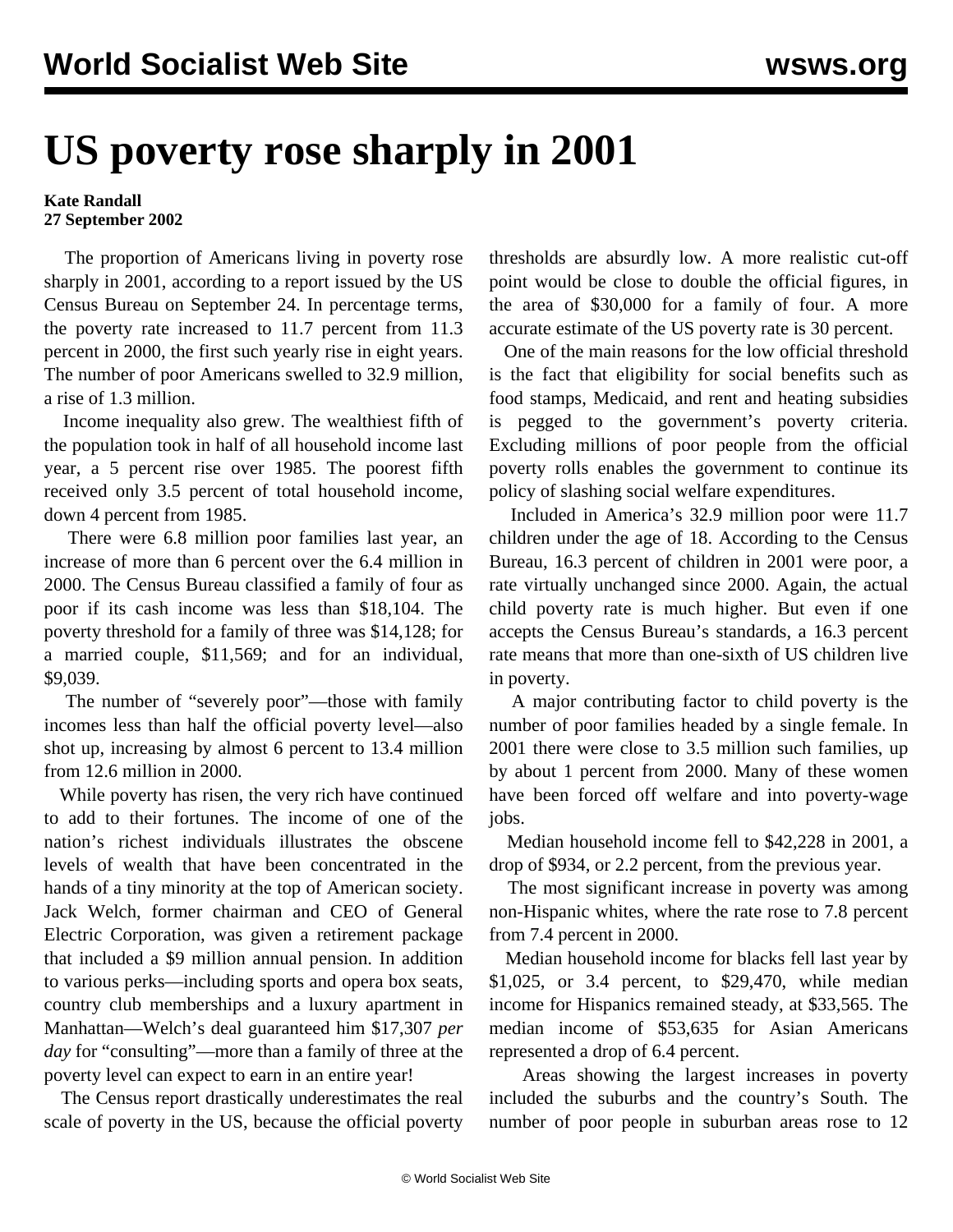# US poverty rose sharply in 2001

**Kate Randall**
**27 September 2002**

The proportion of Americans living in poverty rose sharply in 2001, according to a report issued by the US Census Bureau on September 24. In percentage terms, the poverty rate increased to 11.7 percent from 11.3 percent in 2000, the first such yearly rise in eight years. The number of poor Americans swelled to 32.9 million, a rise of 1.3 million.

Income inequality also grew. The wealthiest fifth of the population took in half of all household income last year, a 5 percent rise over 1985. The poorest fifth received only 3.5 percent of total household income, down 4 percent from 1985.

There were 6.8 million poor families last year, an increase of more than 6 percent over the 6.4 million in 2000. The Census Bureau classified a family of four as poor if its cash income was less than $18,104. The poverty threshold for a family of three was $14,128; for a married couple, $11,569; and for an individual, $9,039.

The number of "severely poor"—those with family incomes less than half the official poverty level—also shot up, increasing by almost 6 percent to 13.4 million from 12.6 million in 2000.

While poverty has risen, the very rich have continued to add to their fortunes. The income of one of the nation's richest individuals illustrates the obscene levels of wealth that have been concentrated in the hands of a tiny minority at the top of American society. Jack Welch, former chairman and CEO of General Electric Corporation, was given a retirement package that included a $9 million annual pension. In addition to various perks—including sports and opera box seats, country club memberships and a luxury apartment in Manhattan—Welch's deal guaranteed him $17,307 *per day* for "consulting"—more than a family of three at the poverty level can expect to earn in an entire year!

The Census report drastically underestimates the real scale of poverty in the US, because the official poverty thresholds are absurdly low. A more realistic cut-off point would be close to double the official figures, in the area of $30,000 for a family of four. A more accurate estimate of the US poverty rate is 30 percent.

One of the main reasons for the low official threshold is the fact that eligibility for social benefits such as food stamps, Medicaid, and rent and heating subsidies is pegged to the government's poverty criteria. Excluding millions of poor people from the official poverty rolls enables the government to continue its policy of slashing social welfare expenditures.

Included in America's 32.9 million poor were 11.7 children under the age of 18. According to the Census Bureau, 16.3 percent of children in 2001 were poor, a rate virtually unchanged since 2000. Again, the actual child poverty rate is much higher. But even if one accepts the Census Bureau's standards, a 16.3 percent rate means that more than one-sixth of US children live in poverty.

A major contributing factor to child poverty is the number of poor families headed by a single female. In 2001 there were close to 3.5 million such families, up by about 1 percent from 2000. Many of these women have been forced off welfare and into poverty-wage jobs.

Median household income fell to $42,228 in 2001, a drop of $934, or 2.2 percent, from the previous year.

The most significant increase in poverty was among non-Hispanic whites, where the rate rose to 7.8 percent from 7.4 percent in 2000.

Median household income for blacks fell last year by $1,025, or 3.4 percent, to $29,470, while median income for Hispanics remained steady, at $33,565. The median income of $53,635 for Asian Americans represented a drop of 6.4 percent.

Areas showing the largest increases in poverty included the suburbs and the country's South. The number of poor people in suburban areas rose to 12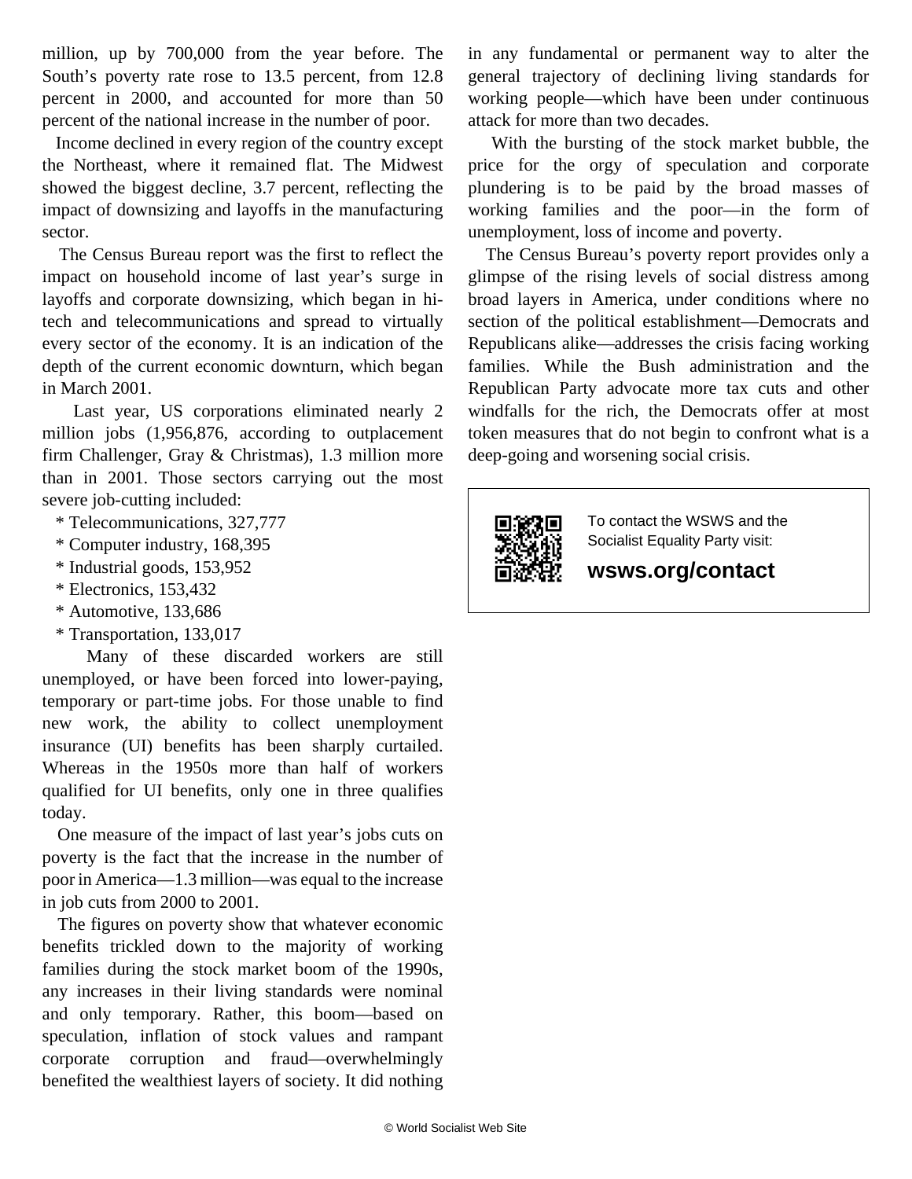million, up by 700,000 from the year before. The South's poverty rate rose to 13.5 percent, from 12.8 percent in 2000, and accounted for more than 50 percent of the national increase in the number of poor.

Income declined in every region of the country except the Northeast, where it remained flat. The Midwest showed the biggest decline, 3.7 percent, reflecting the impact of downsizing and layoffs in the manufacturing sector.

The Census Bureau report was the first to reflect the impact on household income of last year's surge in layoffs and corporate downsizing, which began in hi-tech and telecommunications and spread to virtually every sector of the economy. It is an indication of the depth of the current economic downturn, which began in March 2001.

Last year, US corporations eliminated nearly 2 million jobs (1,956,876, according to outplacement firm Challenger, Gray & Christmas), 1.3 million more than in 2001. Those sectors carrying out the most severe job-cutting included:

* Telecommunications, 327,777
* Computer industry, 168,395
* Industrial goods, 153,952
* Electronics, 153,432
* Automotive, 133,686
* Transportation, 133,017

Many of these discarded workers are still unemployed, or have been forced into lower-paying, temporary or part-time jobs. For those unable to find new work, the ability to collect unemployment insurance (UI) benefits has been sharply curtailed. Whereas in the 1950s more than half of workers qualified for UI benefits, only one in three qualifies today.

One measure of the impact of last year's jobs cuts on poverty is the fact that the increase in the number of poor in America—1.3 million—was equal to the increase in job cuts from 2000 to 2001.

The figures on poverty show that whatever economic benefits trickled down to the majority of working families during the stock market boom of the 1990s, any increases in their living standards were nominal and only temporary. Rather, this boom—based on speculation, inflation of stock values and rampant corporate corruption and fraud—overwhelmingly benefited the wealthiest layers of society. It did nothing in any fundamental or permanent way to alter the general trajectory of declining living standards for working people—which have been under continuous attack for more than two decades.

With the bursting of the stock market bubble, the price for the orgy of speculation and corporate plundering is to be paid by the broad masses of working families and the poor—in the form of unemployment, loss of income and poverty.

The Census Bureau's poverty report provides only a glimpse of the rising levels of social distress among broad layers in America, under conditions where no section of the political establishment—Democrats and Republicans alike—addresses the crisis facing working families. While the Bush administration and the Republican Party advocate more tax cuts and other windfalls for the rich, the Democrats offer at most token measures that do not begin to confront what is a deep-going and worsening social crisis.

To contact the WSWS and the Socialist Equality Party visit:

**wsws.org/contact**